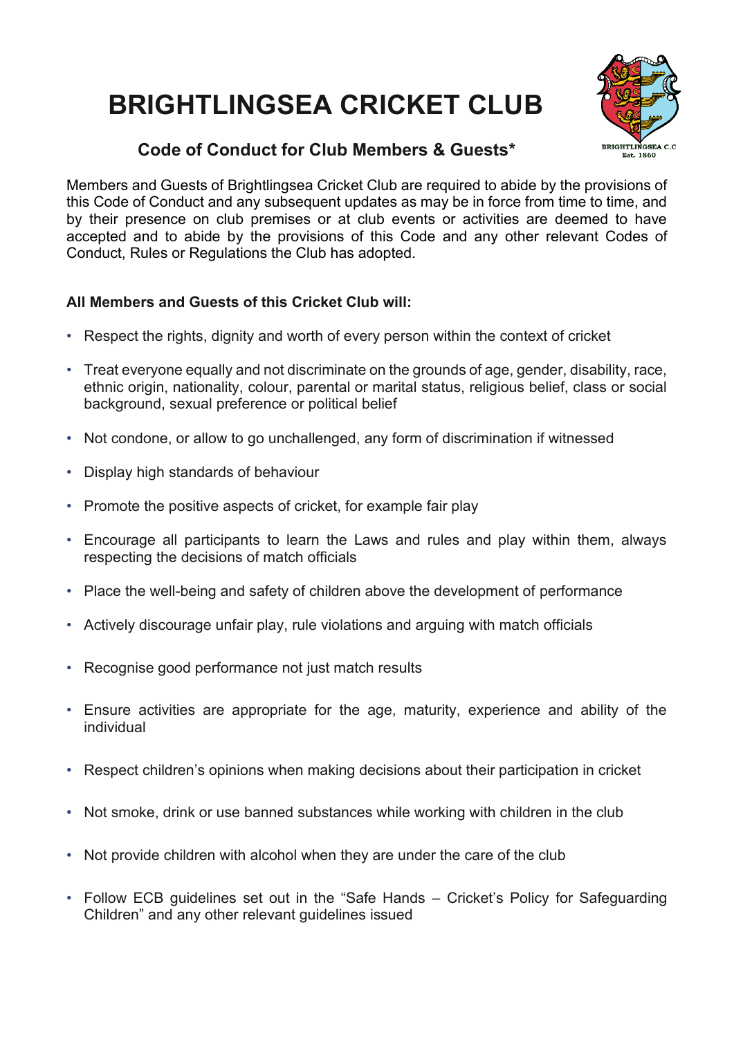# BRIGHTLINGSEA CRICKET CLUB

## Code of Conduct for Club Members & Guests*

Members and Guests of Brightlingsea Cricket Club are required to abide by the provisions of this Code of Conduct and any subsequent updates as may be in force from time to time, and by their presence on club premises or at club events or activities are deemed to have accepted and to abide by the provisions of this Code and any other relevant Codes of Conduct, Rules or Regulations the Club has adopted.

**All Members and Guests of this Cricket Club will:**

- Respect the rights, dignity and worth of every person within the context of cricket
- Treat everyone equally and not discriminate on the grounds of age, gender, disability, race, ethnic origin, nationality, colour, parental or marital status, religious belief, class or social background, sexual preference or political belief
- Not condone, or allow to go unchallenged, any form of discrimination if witnessed
- Display high standards of behaviour
- Promote the positive aspects of cricket, for example fair play
- Encourage all participants to learn the Laws and rules and play within them, always respecting the decisions of match officials
- Place the well-being and safety of children above the development of performance
- Actively discourage unfair play, rule violations and arguing with match officials
- Recognise good performance not just match results
- Ensure activities are appropriate for the age, maturity, experience and ability of the individual
- Respect children's opinions when making decisions about their participation in cricket
- Not smoke, drink or use banned substances while working with children in the club
- Not provide children with alcohol when they are under the care of the club
- Follow ECB guidelines set out in the "Safe Hands – Cricket's Policy for Safeguarding Children" and any other relevant guidelines issued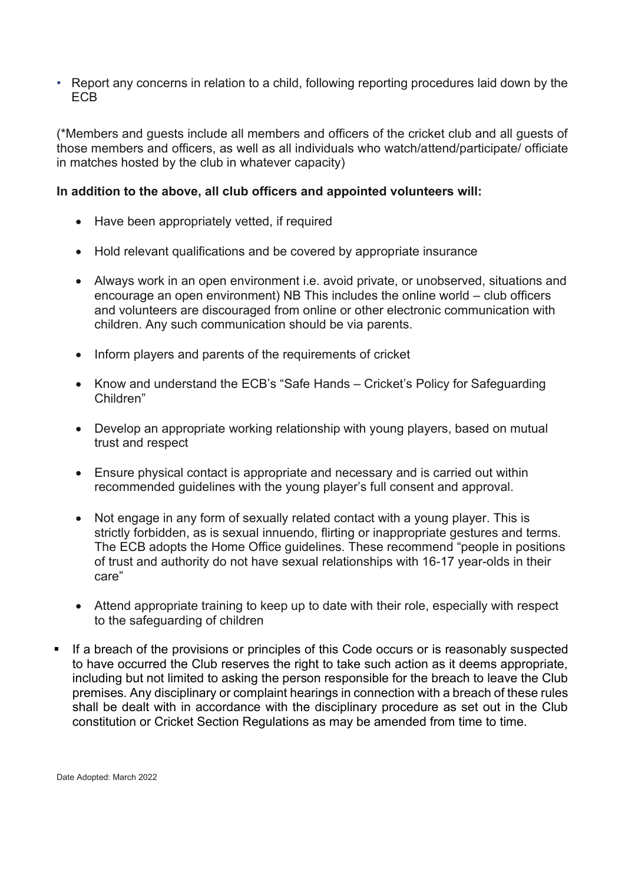- Report any concerns in relation to a child, following reporting procedures laid down by the ECB

(*Members and guests include all members and officers of the cricket club and all guests of those members and officers, as well as all individuals who watch/attend/participate/ officiate in matches hosted by the club in whatever capacity)

**In addition to the above, all club officers and appointed volunteers will:**

- Have been appropriately vetted, if required
- Hold relevant qualifications and be covered by appropriate insurance
- Always work in an open environment i.e. avoid private, or unobserved, situations and encourage an open environment) NB This includes the online world – club officers and volunteers are discouraged from online or other electronic communication with children. Any such communication should be via parents.
- Inform players and parents of the requirements of cricket
- Know and understand the ECB's "Safe Hands – Cricket's Policy for Safeguarding Children"
- Develop an appropriate working relationship with young players, based on mutual trust and respect
- Ensure physical contact is appropriate and necessary and is carried out within recommended guidelines with the young player's full consent and approval.
- Not engage in any form of sexually related contact with a young player. This is strictly forbidden, as is sexual innuendo, flirting or inappropriate gestures and terms. The ECB adopts the Home Office guidelines. These recommend "people in positions of trust and authority do not have sexual relationships with 16-17 year-olds in their care"
- Attend appropriate training to keep up to date with their role, especially with respect to the safeguarding of children

- If a breach of the provisions or principles of this Code occurs or is reasonably suspected to have occurred the Club reserves the right to take such action as it deems appropriate, including but not limited to asking the person responsible for the breach to leave the Club premises. Any disciplinary or complaint hearings in connection with a breach of these rules shall be dealt with in accordance with the disciplinary procedure as set out in the Club constitution or Cricket Section Regulations as may be amended from time to time.

Date Adopted: March 2022